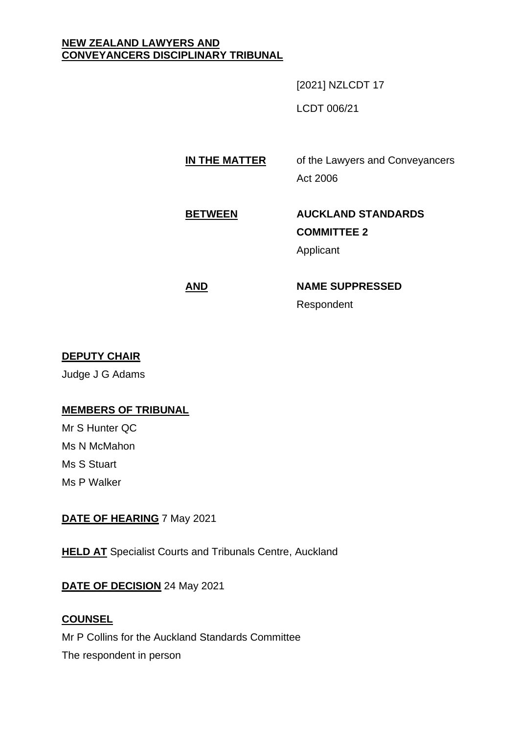**NEW ZEALAND LAWYERS AND CONVEYANCERS DISCIPLINARY TRIBUNAL**

[2021] NZLCDT 17

LCDT 006/21

**IN THE MATTER** of the Lawyers and Conveyancers Act 2006

**BETWEEN** **AUCKLAND STANDARDS COMMITTEE 2**
Applicant

**AND** **NAME SUPPRESSED**
Respondent

**DEPUTY CHAIR**

Judge J G Adams

**MEMBERS OF TRIBUNAL**

Mr S Hunter QC
Ms N McMahon
Ms S Stuart
Ms P Walker

**DATE OF HEARING** 7 May 2021

**HELD AT** Specialist Courts and Tribunals Centre, Auckland

**DATE OF DECISION** 24 May 2021

**COUNSEL**

Mr P Collins for the Auckland Standards Committee
The respondent in person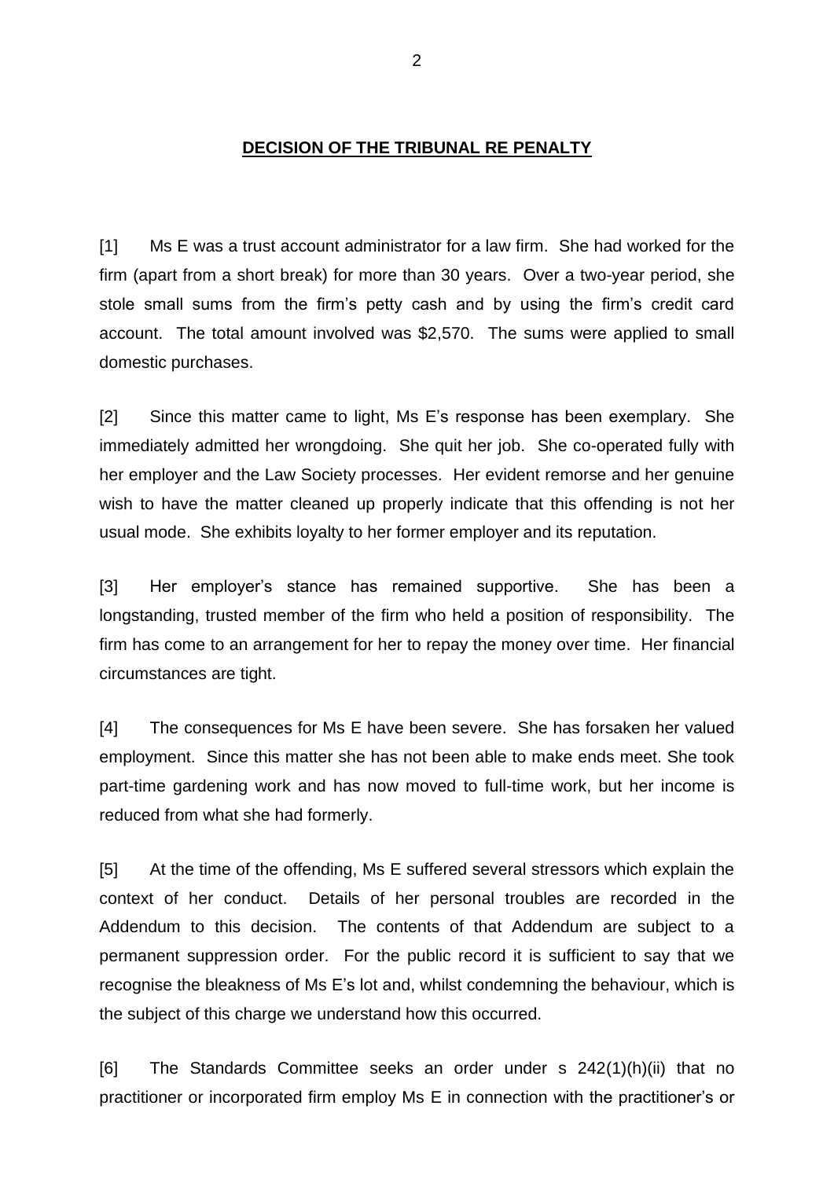## DECISION OF THE TRIBUNAL RE PENALTY

[1] Ms E was a trust account administrator for a law firm. She had worked for the firm (apart from a short break) for more than 30 years. Over a two-year period, she stole small sums from the firm's petty cash and by using the firm's credit card account. The total amount involved was $2,570. The sums were applied to small domestic purchases.

[2] Since this matter came to light, Ms E's response has been exemplary. She immediately admitted her wrongdoing. She quit her job. She co-operated fully with her employer and the Law Society processes. Her evident remorse and her genuine wish to have the matter cleaned up properly indicate that this offending is not her usual mode. She exhibits loyalty to her former employer and its reputation.

[3] Her employer's stance has remained supportive. She has been a longstanding, trusted member of the firm who held a position of responsibility. The firm has come to an arrangement for her to repay the money over time. Her financial circumstances are tight.

[4] The consequences for Ms E have been severe. She has forsaken her valued employment. Since this matter she has not been able to make ends meet. She took part-time gardening work and has now moved to full-time work, but her income is reduced from what she had formerly.

[5] At the time of the offending, Ms E suffered several stressors which explain the context of her conduct. Details of her personal troubles are recorded in the Addendum to this decision. The contents of that Addendum are subject to a permanent suppression order. For the public record it is sufficient to say that we recognise the bleakness of Ms E's lot and, whilst condemning the behaviour, which is the subject of this charge we understand how this occurred.

[6] The Standards Committee seeks an order under s 242(1)(h)(ii) that no practitioner or incorporated firm employ Ms E in connection with the practitioner's or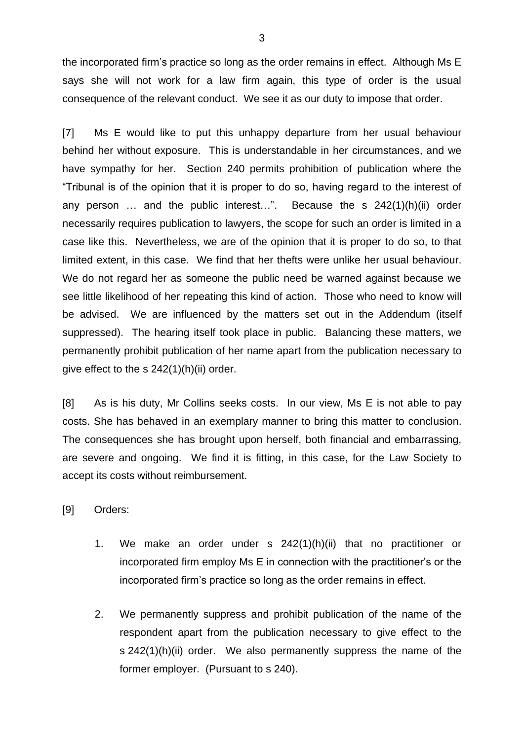the incorporated firm's practice so long as the order remains in effect. Although Ms E says she will not work for a law firm again, this type of order is the usual consequence of the relevant conduct. We see it as our duty to impose that order.

[7] Ms E would like to put this unhappy departure from her usual behaviour behind her without exposure. This is understandable in her circumstances, and we have sympathy for her. Section 240 permits prohibition of publication where the "Tribunal is of the opinion that it is proper to do so, having regard to the interest of any person … and the public interest…". Because the s 242(1)(h)(ii) order necessarily requires publication to lawyers, the scope for such an order is limited in a case like this. Nevertheless, we are of the opinion that it is proper to do so, to that limited extent, in this case. We find that her thefts were unlike her usual behaviour. We do not regard her as someone the public need be warned against because we see little likelihood of her repeating this kind of action. Those who need to know will be advised. We are influenced by the matters set out in the Addendum (itself suppressed). The hearing itself took place in public. Balancing these matters, we permanently prohibit publication of her name apart from the publication necessary to give effect to the s 242(1)(h)(ii) order.

[8] As is his duty, Mr Collins seeks costs. In our view, Ms E is not able to pay costs. She has behaved in an exemplary manner to bring this matter to conclusion. The consequences she has brought upon herself, both financial and embarrassing, are severe and ongoing. We find it is fitting, in this case, for the Law Society to accept its costs without reimbursement.

[9] Orders:

1. We make an order under s 242(1)(h)(ii) that no practitioner or incorporated firm employ Ms E in connection with the practitioner's or the incorporated firm's practice so long as the order remains in effect.

2. We permanently suppress and prohibit publication of the name of the respondent apart from the publication necessary to give effect to the s 242(1)(h)(ii) order. We also permanently suppress the name of the former employer. (Pursuant to s 240).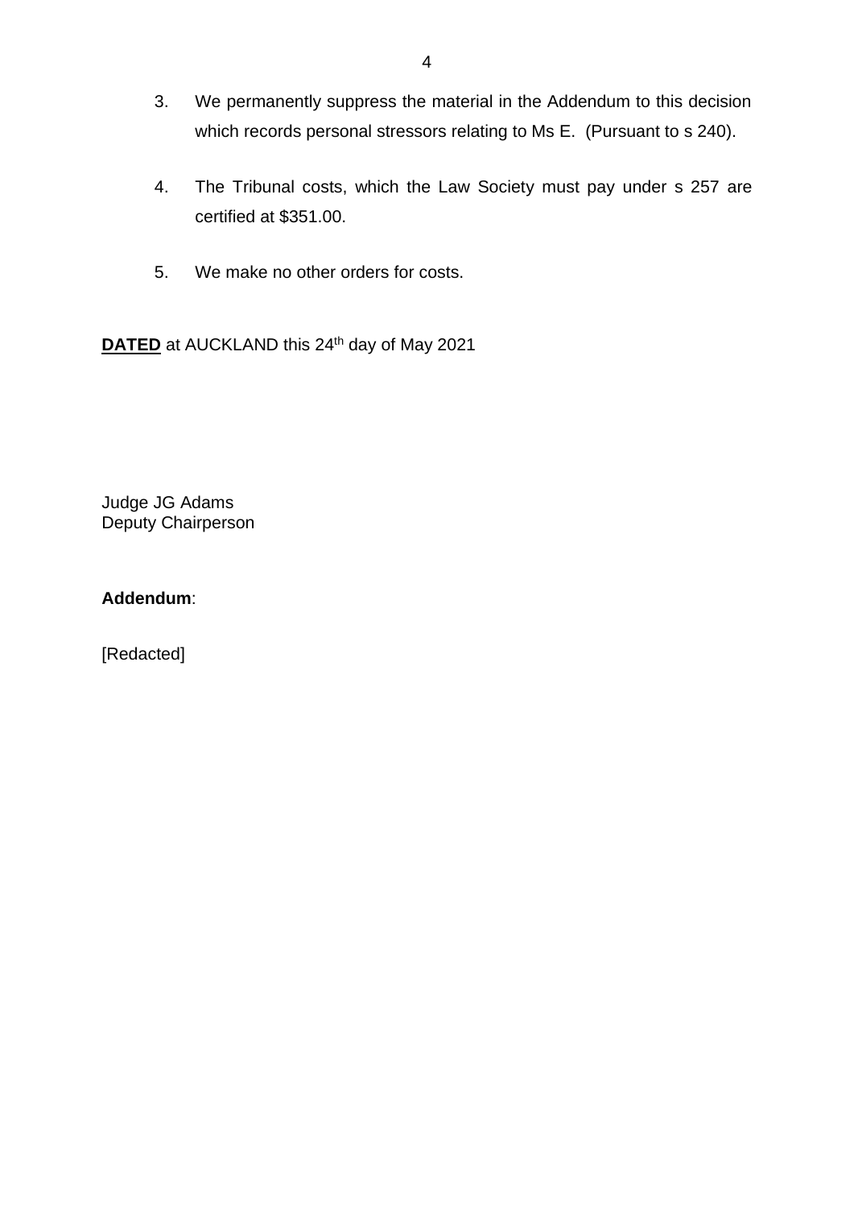3. We permanently suppress the material in the Addendum to this decision which records personal stressors relating to Ms E. (Pursuant to s 240).

4. The Tribunal costs, which the Law Society must pay under s 257 are certified at $351.00.

5. We make no other orders for costs.

**DATED** at AUCKLAND this 24th day of May 2021

Judge JG Adams
Deputy Chairperson

**Addendum**:

[Redacted]